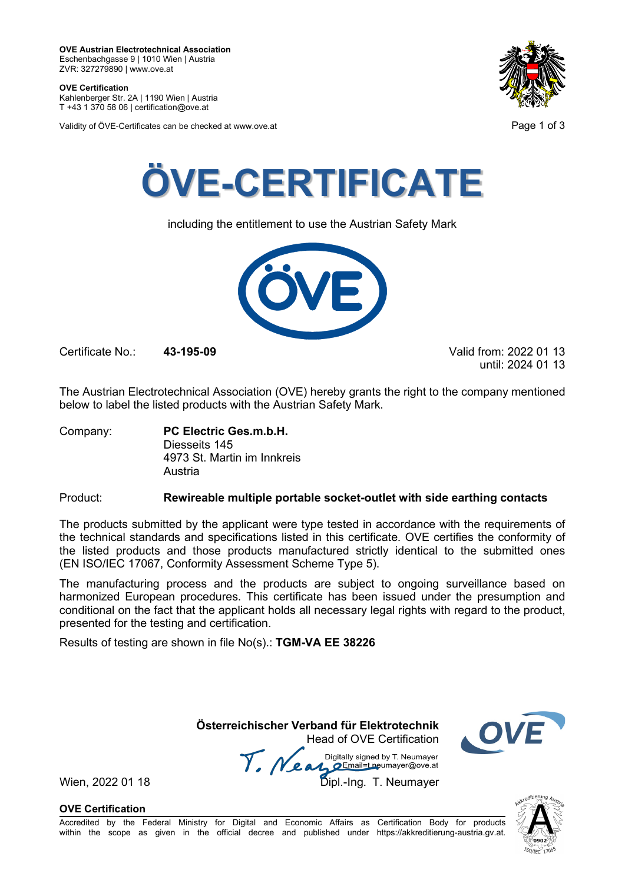**OVE Austrian Electrotechnical Association**
Eschenbachgasse 9 | 1010 Wien | Austria
ZVR: 327279890 | www.ove.at

**OVE Certification**
Kahlenberger Str. 2A | 1190 Wien | Austria
T +43 1 370 58 06 | certification@ove.at

Validity of ÖVE-Certificates can be checked at www.ove.at

# ÖVE-CERTIFICATE

including the entitlement to use the Austrian Safety Mark

Certificate No.: **43-195-09**

Valid from: 2022 01 13
until: 2024 01 13

The Austrian Electrotechnical Association (OVE) hereby grants the right to the company mentioned below to label the listed products with the Austrian Safety Mark.

Company: **PC Electric Ges.m.b.H.**
Diesseits 145
4973 St. Martin im Innkreis
Austria

Product: **Rewireable multiple portable socket-outlet with side earthing contacts**

The products submitted by the applicant were type tested in accordance with the requirements of the technical standards and specifications listed in this certificate. OVE certifies the conformity of the listed products and those products manufactured strictly identical to the submitted ones (EN ISO/IEC 17067, Conformity Assessment Scheme Type 5).

The manufacturing process and the products are subject to ongoing surveillance based on harmonized European procedures. This certificate has been issued under the presumption and conditional on the fact that the applicant holds all necessary legal rights with regard to the product, presented for the testing and certification.

Results of testing are shown in file No(s).: **TGM-VA EE 38226**

**Österreichischer Verband für Elektrotechnik**
Head of OVE Certification

Digitally signed by T. Neumayer
Email=t.neumayer@ove.at

Wien, 2022 01 18

Dipl.-Ing. T. Neumayer

**OVE Certification**
Accredited by the Federal Ministry for Digital and Economic Affairs as Certification Body for products within the scope as given in the official decree and published under https://akkreditierung-austria.gv.at.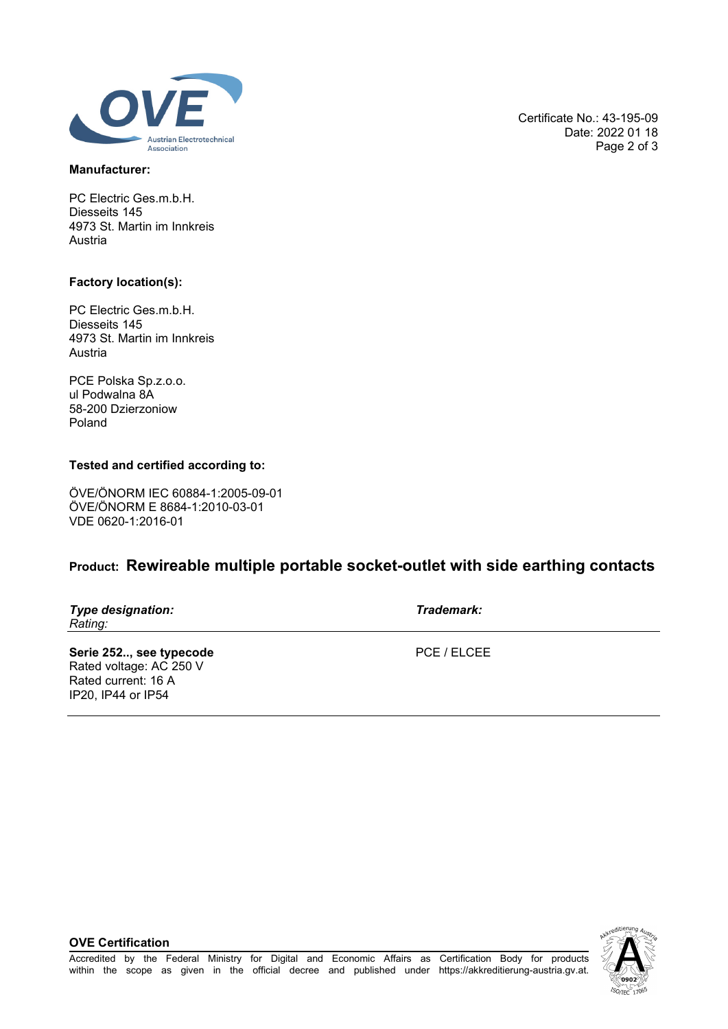Certificate No.: 43-195-09
Date: 2022 01 18

**Manufacturer:**

PC Electric Ges.m.b.H.
Diesseits 145
4973 St. Martin im Innkreis
Austria

**Factory location(s):**

PC Electric Ges.m.b.H.
Diesseits 145
4973 St. Martin im Innkreis
Austria

PCE Polska Sp.z.o.o.
ul Podwalna 8A
58-200 Dzierzoniow
Poland

**Tested and certified according to:**

ÖVE/ÖNORM IEC 60884-1:2005-09-01
ÖVE/ÖNORM E 8684-1:2010-03-01
VDE 0620-1:2016-01

## Product: Rewireable multiple portable socket-outlet with side earthing contacts

| ***Type designation:*** *Rating:* | ***Trademark:*** |
|---|---|
| **Serie 252.., see typecode** Rated voltage: AC 250 V Rated current: 16 A IP20, IP44 or IP54 | PCE / ELCEE |

**OVE Certification**

Accredited by the Federal Ministry for Digital and Economic Affairs as Certification Body for products within the scope as given in the official decree and published under https://akkreditierung-austria.gv.at.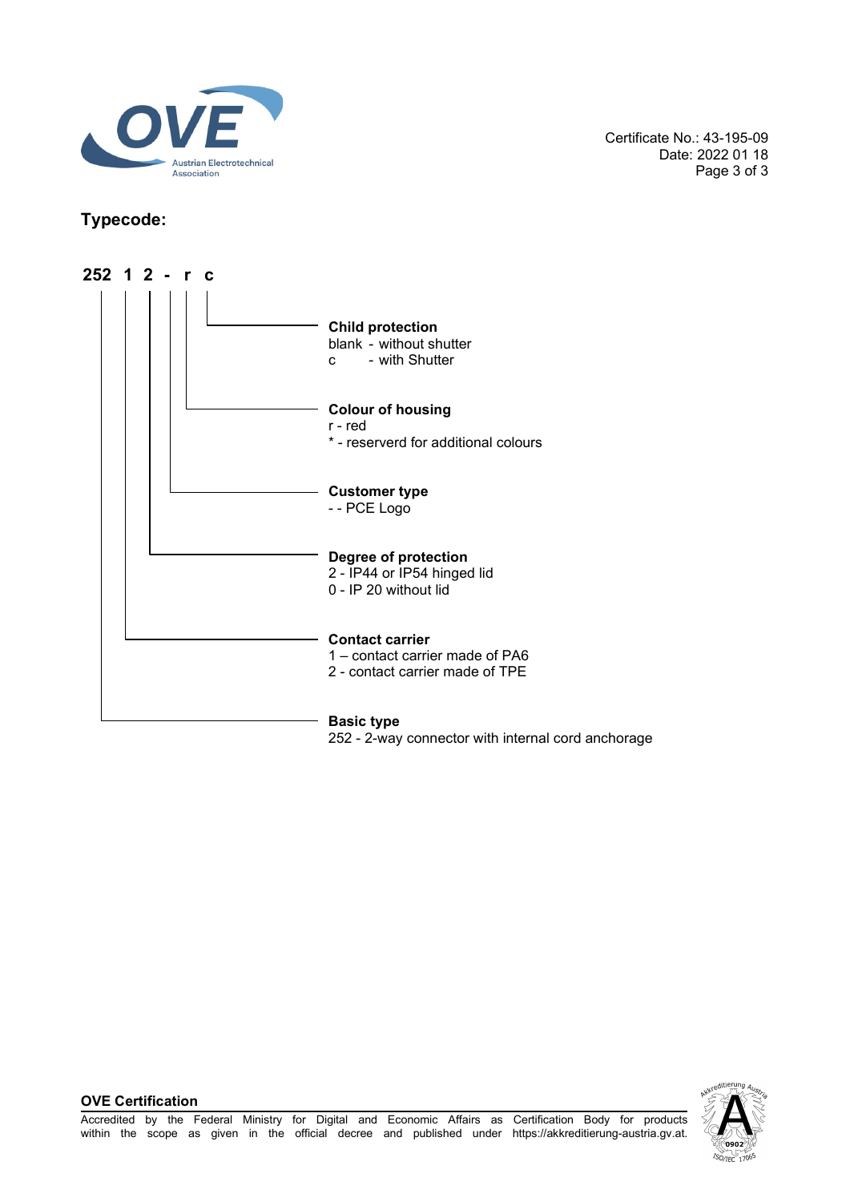Certificate No.: 43-195-09
Date: 2022 01 18

## Typecode:

**252 1 2 - r c**

**Child protection**
blank - without shutter
c - with Shutter

**Colour of housing**
r - red
* - reserverd for additional colours

**Customer type**
- - PCE Logo

**Degree of protection**
2 - IP44 or IP54 hinged lid
0 - IP 20 without lid

**Contact carrier**
1 – contact carrier made of PA6
2 - contact carrier made of TPE

**Basic type**
252 - 2-way connector with internal cord anchorage

**OVE Certification**
Accredited by the Federal Ministry for Digital and Economic Affairs as Certification Body for products within the scope as given in the official decree and published under https://akkreditierung-austria.gv.at.